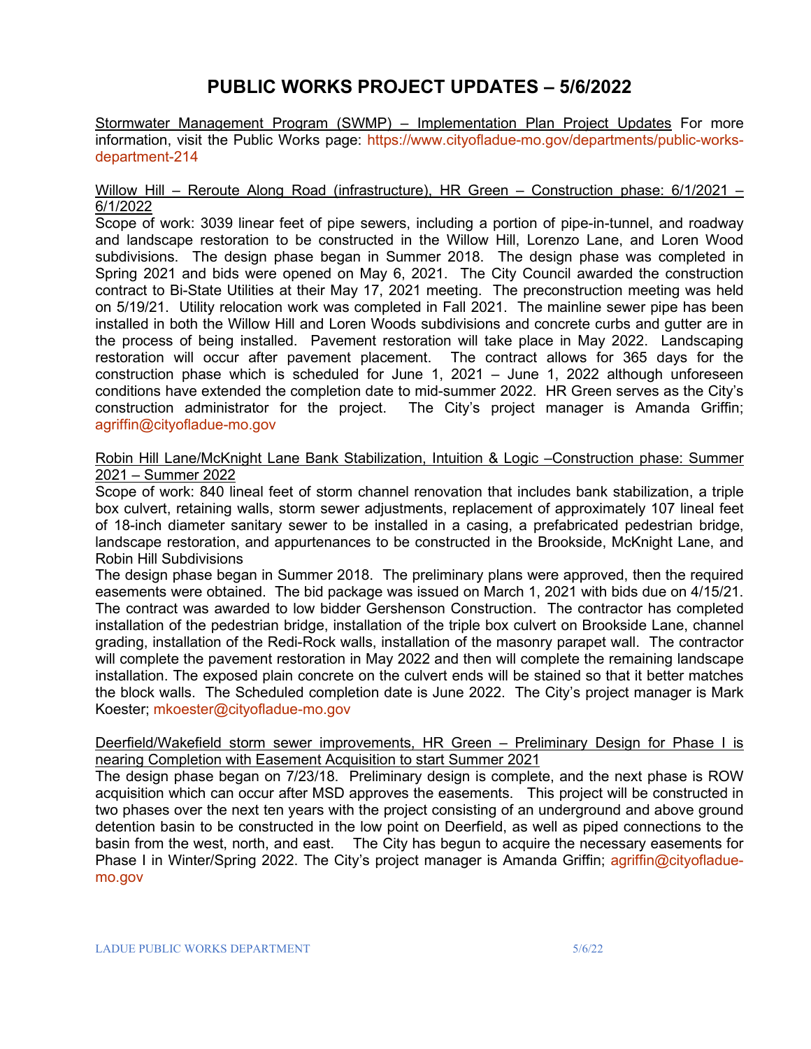# PUBLIC WORKS PROJECT UPDATES – 5/6/2022

Stormwater Management Program (SWMP) – Implementation Plan Project Updates For more information, visit the Public Works page: https://www.cityofladue-mo.gov/departments/public-works-department-214

Willow Hill – Reroute Along Road (infrastructure), HR Green – Construction phase: 6/1/2021 – 6/1/2022

Scope of work: 3039 linear feet of pipe sewers, including a portion of pipe-in-tunnel, and roadway and landscape restoration to be constructed in the Willow Hill, Lorenzo Lane, and Loren Wood subdivisions. The design phase began in Summer 2018. The design phase was completed in Spring 2021 and bids were opened on May 6, 2021. The City Council awarded the construction contract to Bi-State Utilities at their May 17, 2021 meeting. The preconstruction meeting was held on 5/19/21. Utility relocation work was completed in Fall 2021. The mainline sewer pipe has been installed in both the Willow Hill and Loren Woods subdivisions and concrete curbs and gutter are in the process of being installed. Pavement restoration will take place in May 2022. Landscaping restoration will occur after pavement placement. The contract allows for 365 days for the construction phase which is scheduled for June 1, 2021 – June 1, 2022 although unforeseen conditions have extended the completion date to mid-summer 2022. HR Green serves as the City's construction administrator for the project. The City's project manager is Amanda Griffin; agriffin@cityofladue-mo.gov

Robin Hill Lane/McKnight Lane Bank Stabilization, Intuition & Logic –Construction phase: Summer 2021 – Summer 2022

Scope of work: 840 lineal feet of storm channel renovation that includes bank stabilization, a triple box culvert, retaining walls, storm sewer adjustments, replacement of approximately 107 lineal feet of 18-inch diameter sanitary sewer to be installed in a casing, a prefabricated pedestrian bridge, landscape restoration, and appurtenances to be constructed in the Brookside, McKnight Lane, and Robin Hill Subdivisions

The design phase began in Summer 2018. The preliminary plans were approved, then the required easements were obtained. The bid package was issued on March 1, 2021 with bids due on 4/15/21. The contract was awarded to low bidder Gershenson Construction. The contractor has completed installation of the pedestrian bridge, installation of the triple box culvert on Brookside Lane, channel grading, installation of the Redi-Rock walls, installation of the masonry parapet wall. The contractor will complete the pavement restoration in May 2022 and then will complete the remaining landscape installation. The exposed plain concrete on the culvert ends will be stained so that it better matches the block walls. The Scheduled completion date is June 2022. The City's project manager is Mark Koester; mkoester@cityofladue-mo.gov

Deerfield/Wakefield storm sewer improvements, HR Green – Preliminary Design for Phase I is nearing Completion with Easement Acquisition to start Summer 2021

The design phase began on 7/23/18. Preliminary design is complete, and the next phase is ROW acquisition which can occur after MSD approves the easements. This project will be constructed in two phases over the next ten years with the project consisting of an underground and above ground detention basin to be constructed in the low point on Deerfield, as well as piped connections to the basin from the west, north, and east. The City has begun to acquire the necessary easements for Phase I in Winter/Spring 2022. The City's project manager is Amanda Griffin; agriffin@cityofladue-mo.gov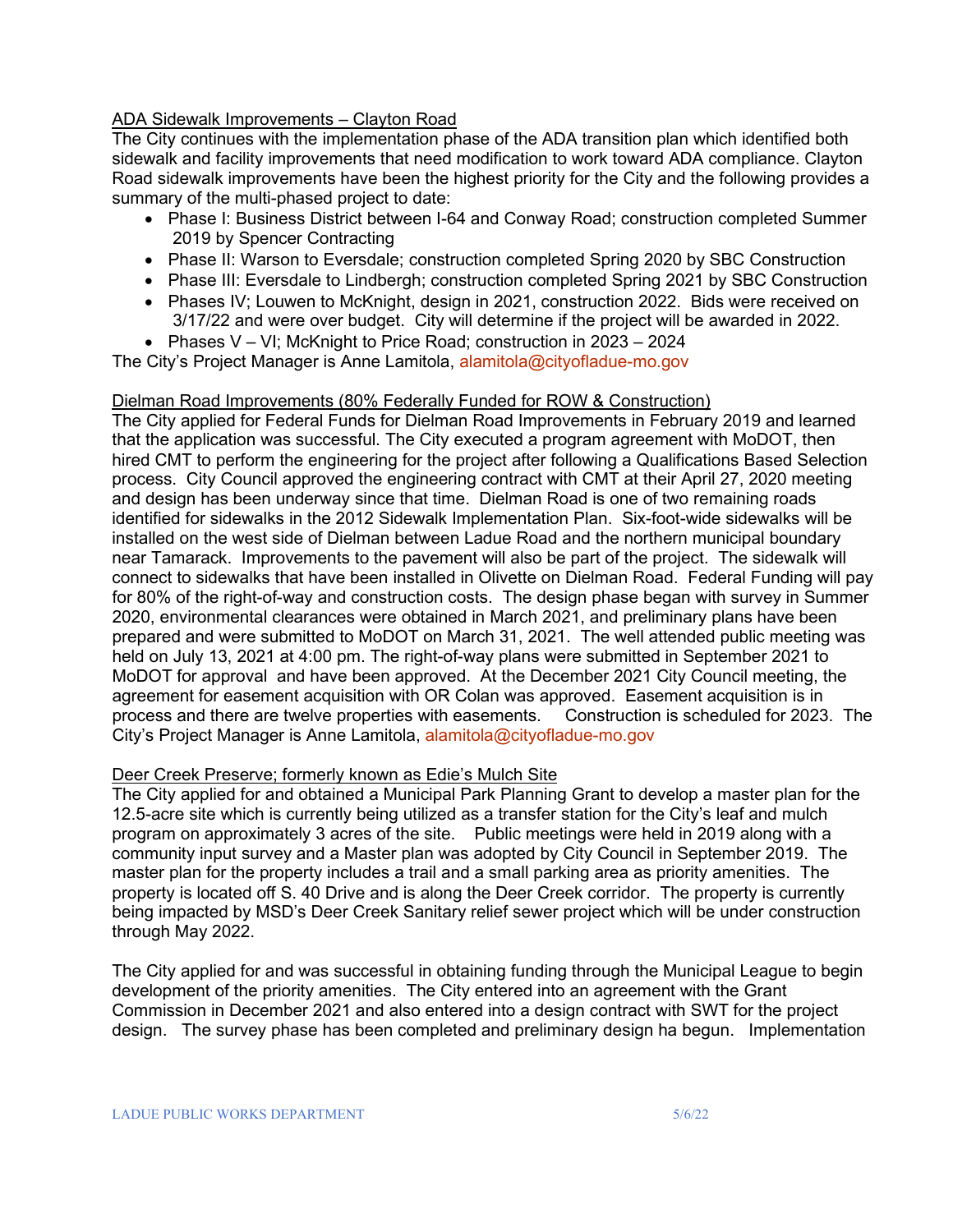ADA Sidewalk Improvements – Clayton Road

The City continues with the implementation phase of the ADA transition plan which identified both sidewalk and facility improvements that need modification to work toward ADA compliance. Clayton Road sidewalk improvements have been the highest priority for the City and the following provides a summary of the multi-phased project to date:

- Phase I: Business District between I-64 and Conway Road; construction completed Summer 2019 by Spencer Contracting
- Phase II: Warson to Eversdale; construction completed Spring 2020 by SBC Construction
- Phase III: Eversdale to Lindbergh; construction completed Spring 2021 by SBC Construction
- Phases IV; Louwen to McKnight, design in 2021, construction 2022. Bids were received on 3/17/22 and were over budget. City will determine if the project will be awarded in 2022.
- Phases V – VI; McKnight to Price Road; construction in 2023 – 2024

The City's Project Manager is Anne Lamitola, alamitola@cityofladue-mo.gov

Dielman Road Improvements (80% Federally Funded for ROW & Construction)

The City applied for Federal Funds for Dielman Road Improvements in February 2019 and learned that the application was successful. The City executed a program agreement with MoDOT, then hired CMT to perform the engineering for the project after following a Qualifications Based Selection process. City Council approved the engineering contract with CMT at their April 27, 2020 meeting and design has been underway since that time. Dielman Road is one of two remaining roads identified for sidewalks in the 2012 Sidewalk Implementation Plan. Six-foot-wide sidewalks will be installed on the west side of Dielman between Ladue Road and the northern municipal boundary near Tamarack. Improvements to the pavement will also be part of the project. The sidewalk will connect to sidewalks that have been installed in Olivette on Dielman Road. Federal Funding will pay for 80% of the right-of-way and construction costs. The design phase began with survey in Summer 2020, environmental clearances were obtained in March 2021, and preliminary plans have been prepared and were submitted to MoDOT on March 31, 2021. The well attended public meeting was held on July 13, 2021 at 4:00 pm. The right-of-way plans were submitted in September 2021 to MoDOT for approval and have been approved. At the December 2021 City Council meeting, the agreement for easement acquisition with OR Colan was approved. Easement acquisition is in process and there are twelve properties with easements. Construction is scheduled for 2023. The City's Project Manager is Anne Lamitola, alamitola@cityofladue-mo.gov

Deer Creek Preserve; formerly known as Edie's Mulch Site

The City applied for and obtained a Municipal Park Planning Grant to develop a master plan for the 12.5-acre site which is currently being utilized as a transfer station for the City's leaf and mulch program on approximately 3 acres of the site. Public meetings were held in 2019 along with a community input survey and a Master plan was adopted by City Council in September 2019. The master plan for the property includes a trail and a small parking area as priority amenities. The property is located off S. 40 Drive and is along the Deer Creek corridor. The property is currently being impacted by MSD's Deer Creek Sanitary relief sewer project which will be under construction through May 2022.

The City applied for and was successful in obtaining funding through the Municipal League to begin development of the priority amenities. The City entered into an agreement with the Grant Commission in December 2021 and also entered into a design contract with SWT for the project design. The survey phase has been completed and preliminary design ha begun. Implementation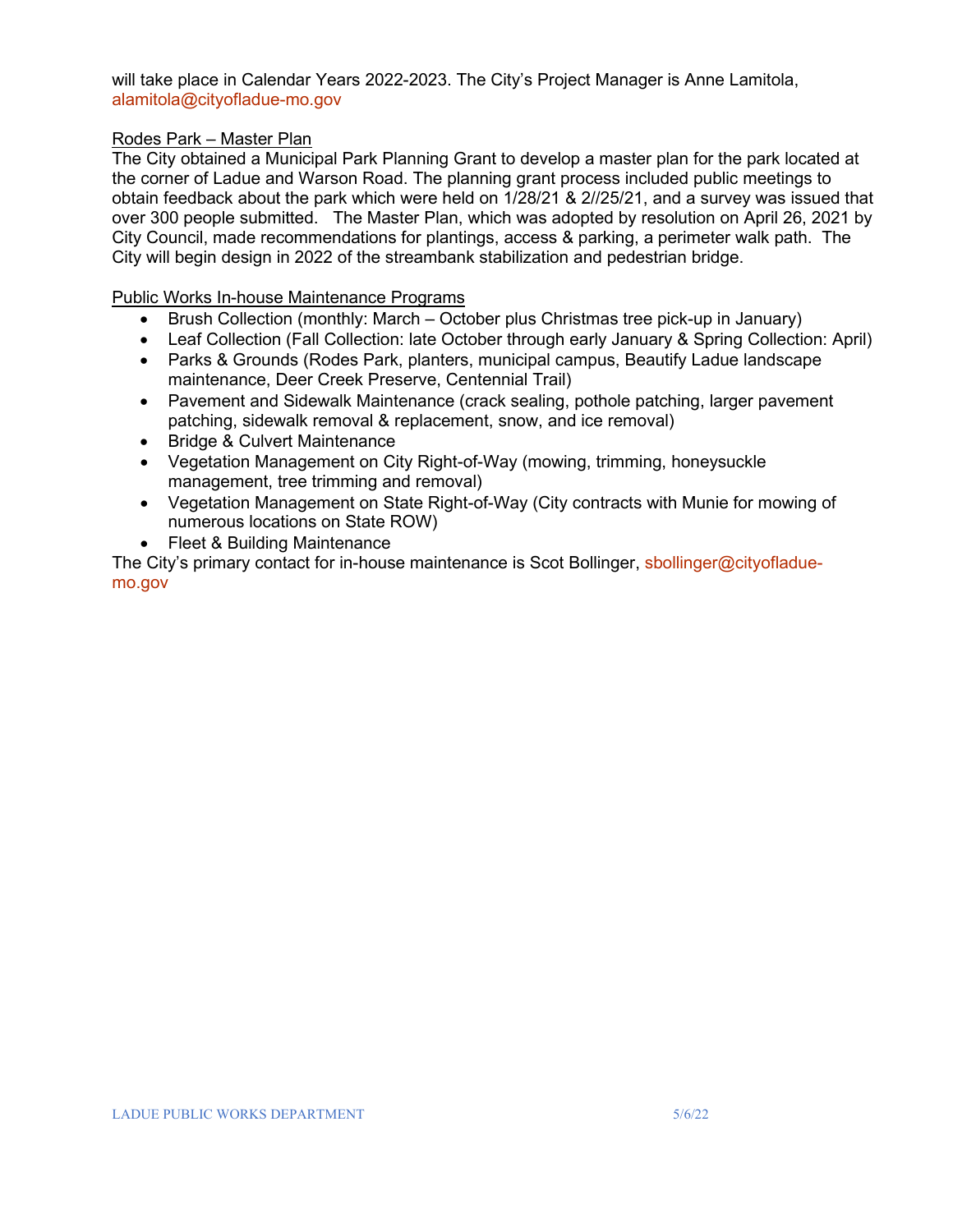will take place in Calendar Years 2022-2023. The City's Project Manager is Anne Lamitola, alamitola@cityofladue-mo.gov

<u>Rodes Park – Master Plan</u>

The City obtained a Municipal Park Planning Grant to develop a master plan for the park located at the corner of Ladue and Warson Road. The planning grant process included public meetings to obtain feedback about the park which were held on 1/28/21 & 2//25/21, and a survey was issued that over 300 people submitted. The Master Plan, which was adopted by resolution on April 26, 2021 by City Council, made recommendations for plantings, access & parking, a perimeter walk path. The City will begin design in 2022 of the streambank stabilization and pedestrian bridge.

<u>Public Works In-house Maintenance Programs</u>

- Brush Collection (monthly: March – October plus Christmas tree pick-up in January)
- Leaf Collection (Fall Collection: late October through early January & Spring Collection: April)
- Parks & Grounds (Rodes Park, planters, municipal campus, Beautify Ladue landscape maintenance, Deer Creek Preserve, Centennial Trail)
- Pavement and Sidewalk Maintenance (crack sealing, pothole patching, larger pavement patching, sidewalk removal & replacement, snow, and ice removal)
- Bridge & Culvert Maintenance
- Vegetation Management on City Right-of-Way (mowing, trimming, honeysuckle management, tree trimming and removal)
- Vegetation Management on State Right-of-Way (City contracts with Munie for mowing of numerous locations on State ROW)
- Fleet & Building Maintenance

The City's primary contact for in-house maintenance is Scot Bollinger, sbollinger@cityofladue-mo.gov